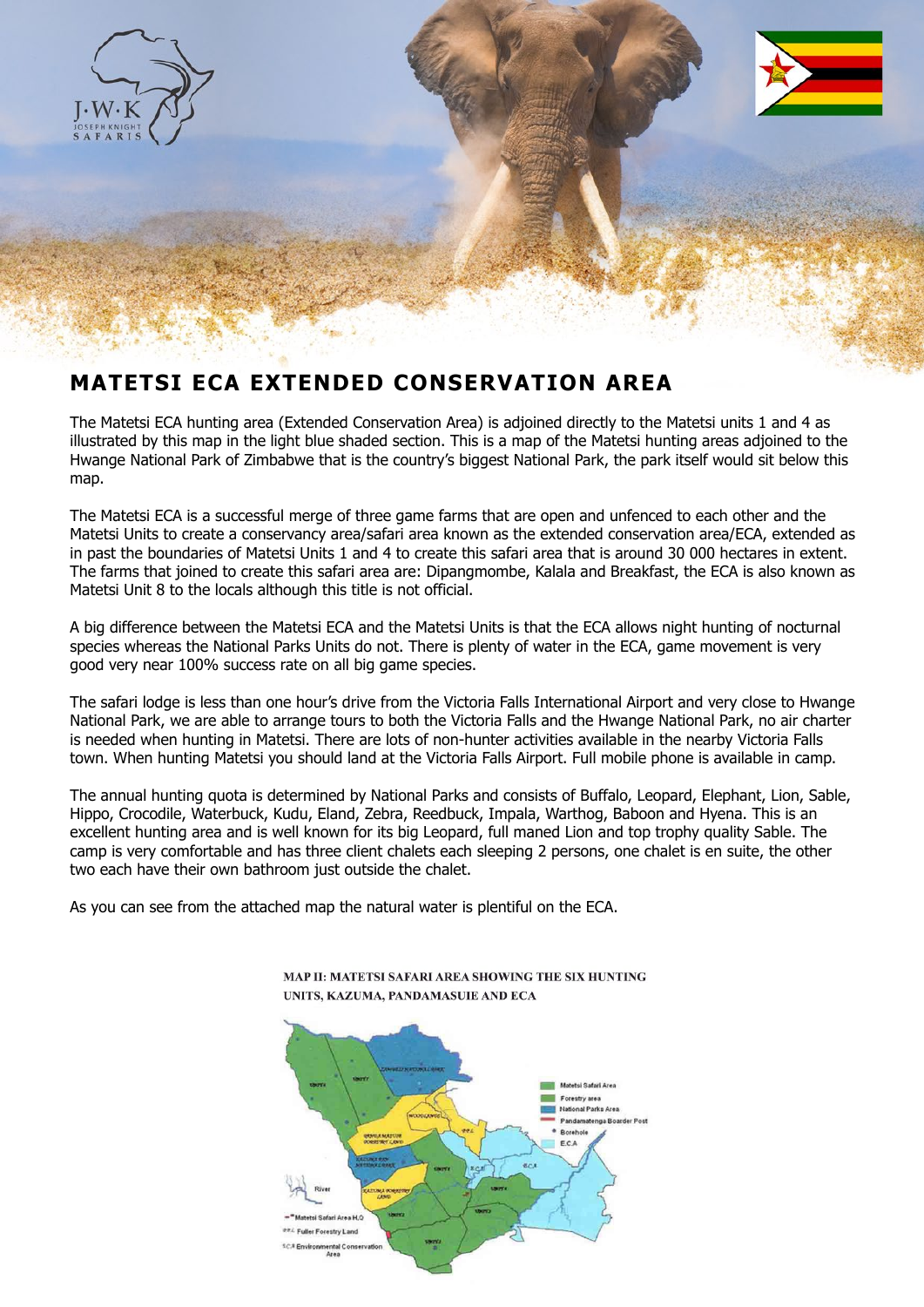# MATETSI ECA EXTENDED CONSERVATION AREA

The Matetsi ECA hunting area (Extended Conservation Area) is adjoined directly to the Matetsi units 1 and 4 as illustrated by this map in the light blue shaded section. This is a map of the Matetsi hunting areas adjoined to the Hwange National Park of Zimbabwe that is the country's biggest National Park, the park itself would sit below this map.

The Matetsi ECA is a successful merge of three game farms that are open and unfenced to each other and the Matetsi Units to create a conservancy area/safari area known as the extended conservation area/ECA, extended as in past the boundaries of Matetsi Units 1 and 4 to create this safari area that is around 30 000 hectares in extent. The farms that joined to create this safari area are: Dipangmombe, Kalala and Breakfast, the ECA is also known as Matetsi Unit 8 to the locals although this title is not official.

A big difference between the Matetsi ECA and the Matetsi Units is that the ECA allows night hunting of nocturnal species whereas the National Parks Units do not. There is plenty of water in the ECA, game movement is very good very near 100% success rate on all big game species.

The safari lodge is less than one hour's drive from the Victoria Falls International Airport and very close to Hwange National Park, we are able to arrange tours to both the Victoria Falls and the Hwange National Park, no air charter is needed when hunting in Matetsi. There are lots of non-hunter activities available in the nearby Victoria Falls town. When hunting Matetsi you should land at the Victoria Falls Airport. Full mobile phone is available in camp.

The annual hunting quota is determined by National Parks and consists of Buffalo, Leopard, Elephant, Lion, Sable, Hippo, Crocodile, Waterbuck, Kudu, Eland, Zebra, Reedbuck, Impala, Warthog, Baboon and Hyena. This is an excellent hunting area and is well known for its big Leopard, full maned Lion and top trophy quality Sable. The camp is very comfortable and has three client chalets each sleeping 2 persons, one chalet is en suite, the other two each have their own bathroom just outside the chalet.

As you can see from the attached map the natural water is plentiful on the ECA.

MAP II: MATETSI SAFARI AREA SHOWING THE SIX HUNTING UNITS, KAZUMA, PANDAMASUIE AND ECA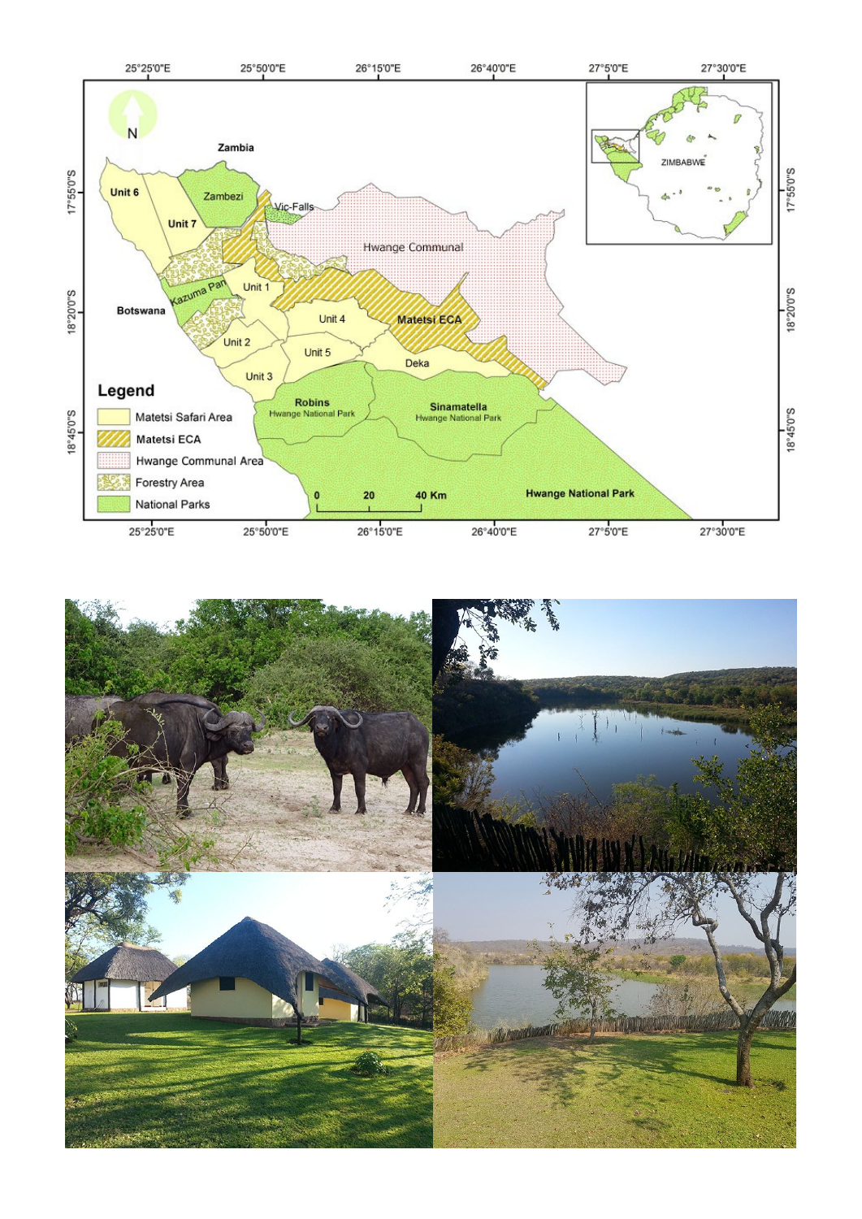25°25'0"E
25°50'0"E
26°15'0"E
26°40'0"E
27°5'0"E
27°30'0"E

17°55'0"S
18°20'0"S
18°45'0"S

N

Zambia
Unit 6
Unit 7
Zambezi
Vic-Falls
Hwange Communal
Unit 1
Kazuma Pan
Botswana
Unit 4
Matetsi ECA
Unit 2
Unit 5
Deka
Unit 3
Robins
Hwange National Park
Sinamatella
Hwange National Park
Hwange National Park
ZIMBABWE

0 20 40 Km

Legend
Matetsi Safari Area
Matetsi ECA
Hwange Communal Area
Forestry Area
National Parks